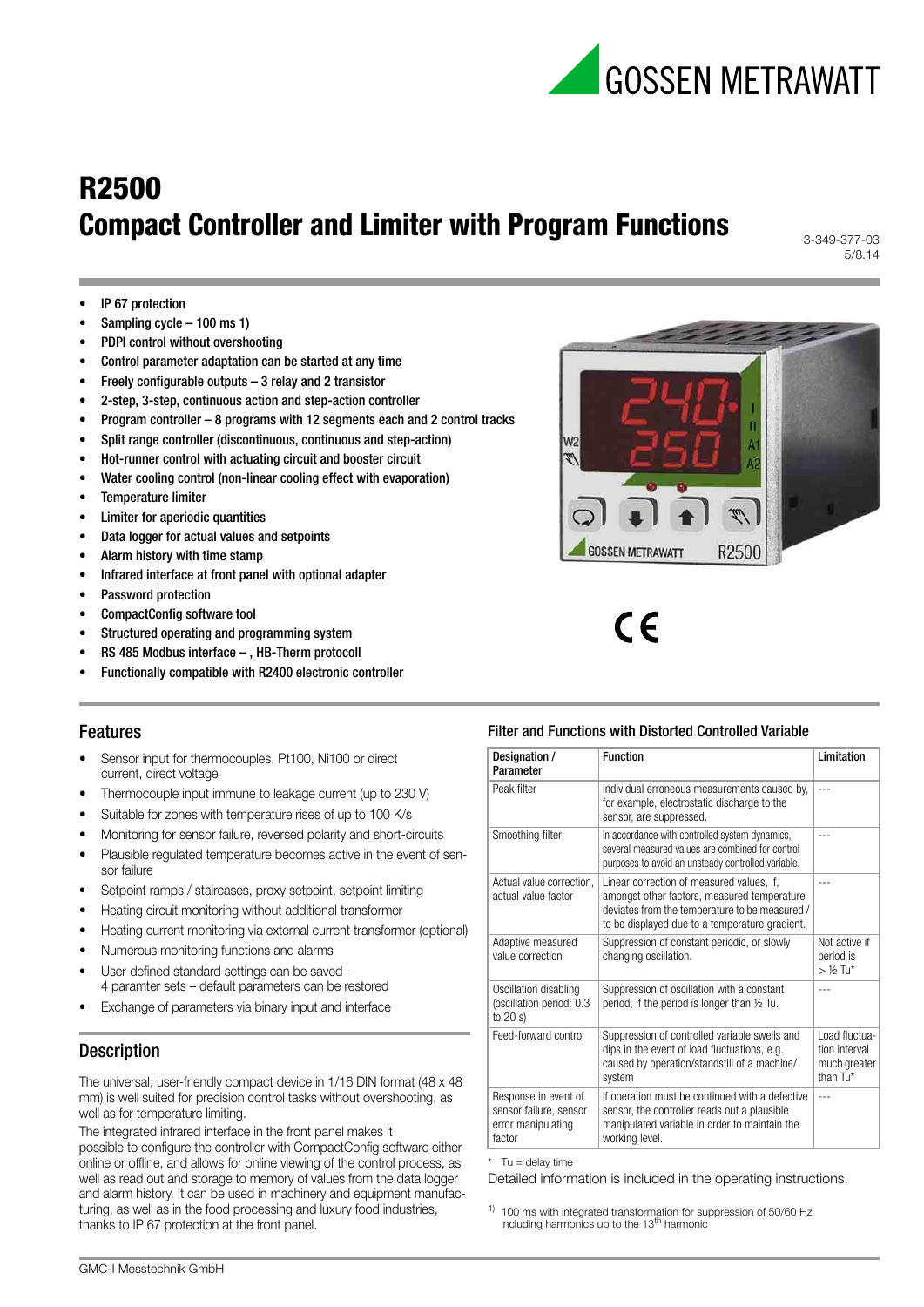# R2500
# Compact Controller and Limiter with Program Functions

3-349-377-03
5/8.14

- IP 67 protection
- Sampling cycle – 100 ms 1)
- PDPI control without overshooting
- Control parameter adaptation can be started at any time
- Freely configurable outputs – 3 relay and 2 transistor
- 2-step, 3-step, continuous action and step-action controller
- Program controller – 8 programs with 12 segments each and 2 control tracks
- Split range controller (discontinuous, continuous and step-action)
- Hot-runner control with actuating circuit and booster circuit
- Water cooling control (non-linear cooling effect with evaporation)
- Temperature limiter
- Limiter for aperiodic quantities
- Data logger for actual values and setpoints
- Alarm history with time stamp
- Infrared interface at front panel with optional adapter
- Password protection
- CompactConfig software tool
- Structured operating and programming system
- RS 485 Modbus interface – , HB-Therm protocoll
- Functionally compatible with R2400 electronic controller

## Features

- Sensor input for thermocouples, Pt100, Ni100 or direct current, direct voltage
- Thermocouple input immune to leakage current (up to 230 V)
- Suitable for zones with temperature rises of up to 100 K/s
- Monitoring for sensor failure, reversed polarity and short-circuits
- Plausible regulated temperature becomes active in the event of sensor failure
- Setpoint ramps / staircases, proxy setpoint, setpoint limiting
- Heating circuit monitoring without additional transformer
- Heating current monitoring via external current transformer (optional)
- Numerous monitoring functions and alarms
- User-defined standard settings can be saved – 4 paramter sets – default parameters can be restored
- Exchange of parameters via binary input and interface

## Description

The universal, user-friendly compact device in 1/16 DIN format (48 x 48 mm) is well suited for precision control tasks without overshooting, as well as for temperature limiting.

The integrated infrared interface in the front panel makes it possible to configure the controller with CompactConfig software either online or offline, and allows for online viewing of the control process, as well as read out and storage to memory of values from the data logger and alarm history. It can be used in machinery and equipment manufacturing, as well as in the food processing and luxury food industries, thanks to IP 67 protection at the front panel.

## Filter and Functions with Distorted Controlled Variable

| Designation / Parameter | Function | Limitation |
|---|---|---|
| Peak filter | Individual erroneous measurements caused by, for example, electrostatic discharge to the sensor, are suppressed. | --- |
| Smoothing filter | In accordance with controlled system dynamics, several measured values are combined for control purposes to avoid an unsteady controlled variable. | --- |
| Actual value correction, actual value factor | Linear correction of measured values, if, amongst other factors, measured temperature deviates from the temperature to be measured / to be displayed due to a temperature gradient. | --- |
| Adaptive measured value correction | Suppression of constant periodic, or slowly changing oscillation. | Not active if period is > ½ Tu* |
| Oscillation disabling (oscillation period: 0.3 to 20 s) | Suppression of oscillation with a constant period, if the period is longer than ½ Tu. | --- |
| Feed-forward control | Suppression of controlled variable swells and dips in the event of load fluctuations, e.g. caused by operation/standstill of a machine/ system | Load fluctuation interval much greater than Tu* |
| Response in event of sensor failure, sensor error manipulating factor | If operation must be continued with a defective sensor, the controller reads out a plausible manipulated variable in order to maintain the working level. | --- |

\* Tu = delay time

Detailed information is included in the operating instructions.

1) 100 ms with integrated transformation for suppression of 50/60 Hz including harmonics up to the 13th harmonic

GMC-I Messtechnik GmbH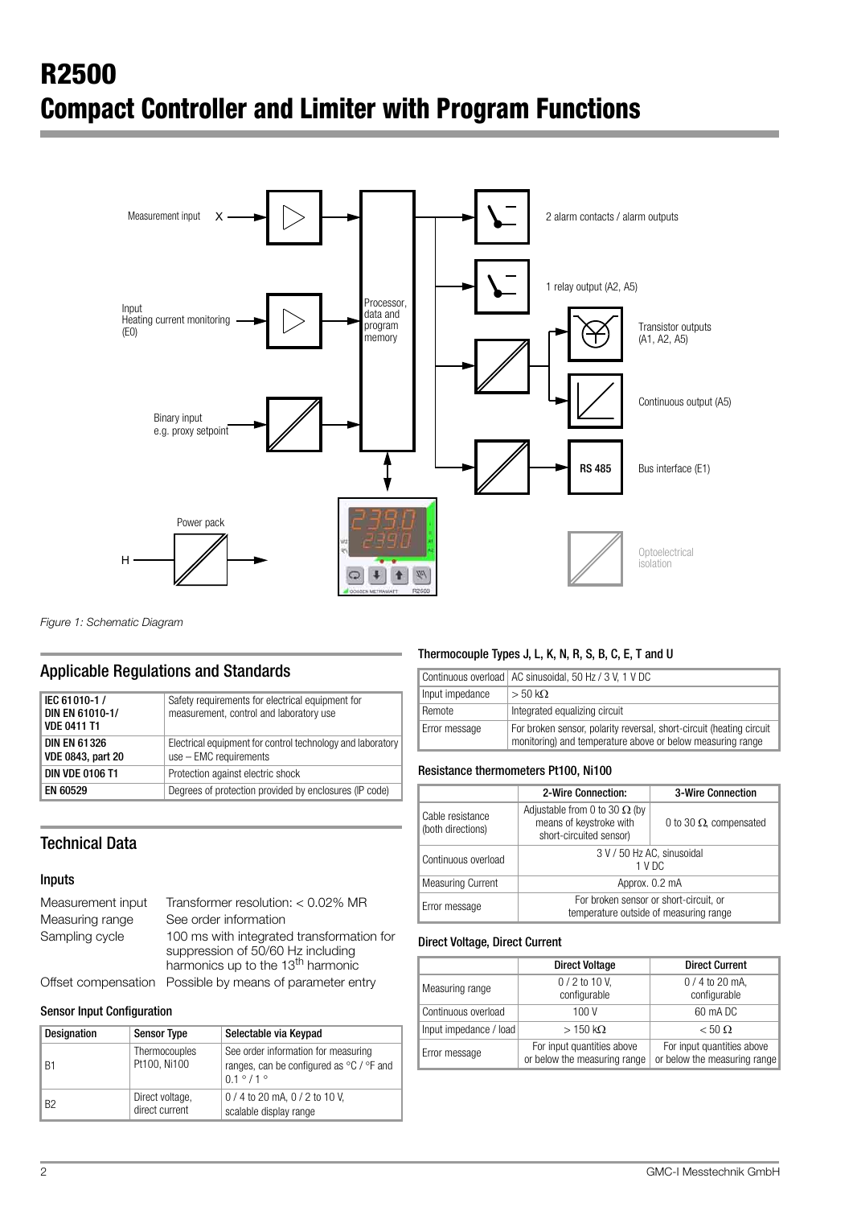# R2500

# Compact Controller and Limiter with Program Functions

Figure 1: Schematic Diagram

## Applicable Regulations and Standards

| | |
|---|---|
| **IEC 61010-1 / DIN EN 61010-1/ VDE 0411 T1** | Safety requirements for electrical equipment for measurement, control and laboratory use |
| **DIN EN 61326 VDE 0843, part 20** | Electrical equipment for control technology and laboratory use – EMC requirements |
| **DIN VDE 0106 T1** | Protection against electric shock |
| **EN 60529** | Degrees of protection provided by enclosures (IP code) |

## Technical Data

### Inputs

Measurement input  Transformer resolution: < 0.02% MR
Measuring range  See order information
Sampling cycle  100 ms with integrated transformation for suppression of 50/60 Hz including harmonics up to the 13th harmonic
Offset compensation  Possible by means of parameter entry

#### Sensor Input Configuration

| Designation | Sensor Type | Selectable via Keypad |
|---|---|---|
| B1 | Thermocouples Pt100, Ni100 | See order information for measuring ranges, can be configured as °C / °F and 0.1 ° / 1 ° |
| B2 | Direct voltage, direct current | 0 / 4 to 20 mA, 0 / 2 to 10 V, scalable display range |

#### Thermocouple Types J, L, K, N, R, S, B, C, E, T and U

| | |
|---|---|
| Continuous overload | AC sinusoidal, 50 Hz / 3 V, 1 V DC |
| Input impedance | > 50 kΩ |
| Remote | Integrated equalizing circuit |
| Error message | For broken sensor, polarity reversal, short-circuit (heating circuit monitoring) and temperature above or below measuring range |

#### Resistance thermometers Pt100, Ni100

| | 2-Wire Connection: | 3-Wire Connection |
|---|---|---|
| Cable resistance (both directions) | Adjustable from 0 to 30 Ω (by means of keystroke with short-circuited sensor) | 0 to 30 Ω, compensated |
| Continuous overload | 3 V / 50 Hz AC, sinusoidal 1 V DC | |
| Measuring Current | Approx. 0.2 mA | |
| Error message | For broken sensor or short-circuit, or temperature outside of measuring range | |

#### Direct Voltage, Direct Current

| | Direct Voltage | Direct Current |
|---|---|---|
| Measuring range | 0 / 2 to 10 V, configurable | 0 / 4 to 20 mA, configurable |
| Continuous overload | 100 V | 60 mA DC |
| Input impedance / load | > 150 kΩ | < 50 Ω |
| Error message | For input quantities above or below the measuring range | For input quantities above or below the measuring range |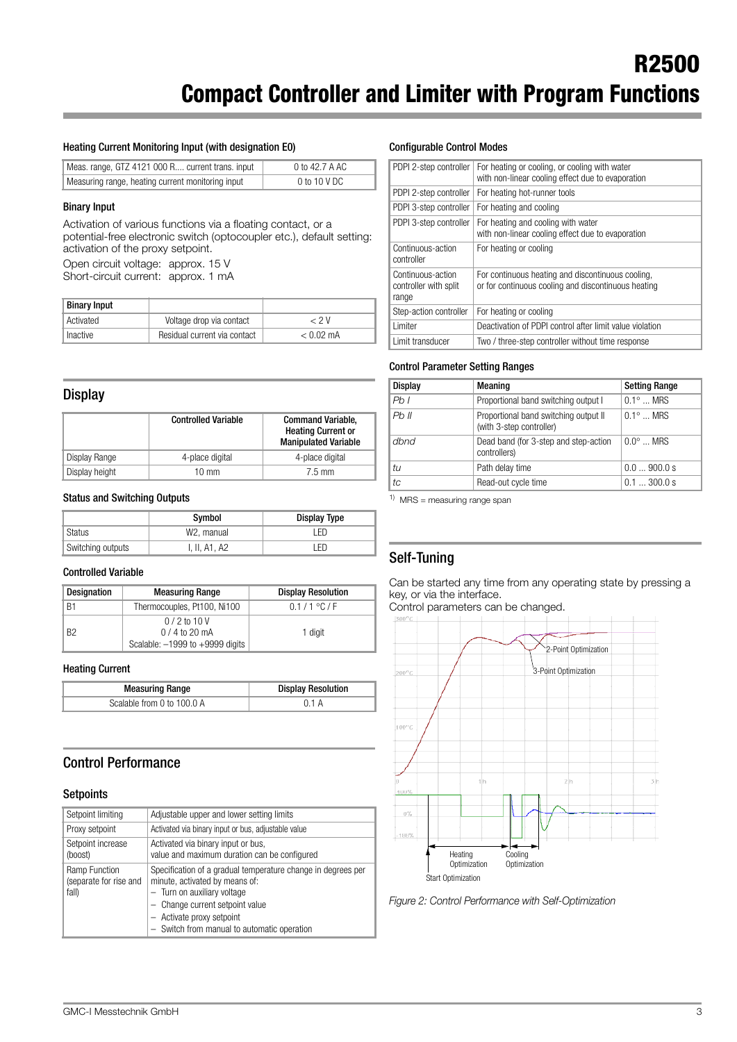# R2500

# Compact Controller and Limiter with Program Functions

#### Heating Current Monitoring Input (with designation E0)

| | |
|---|---|
| Meas. range, GTZ 4121 000 R.... current trans. input | 0 to 42.7 A AC |
| Measuring range, heating current monitoring input | 0 to 10 V DC |

#### Binary Input

Activation of various functions via a floating contact, or a potential-free electronic switch (optocoupler etc.), default setting: activation of the proxy setpoint.

Open circuit voltage: approx. 15 V
Short-circuit current: approx. 1 mA

| Binary Input | | |
|---|---|---|
| Activated | Voltage drop via contact | < 2 V |
| Inactive | Residual current via contact | < 0.02 mA |

## Display

| | Controlled Variable | Command Variable, Heating Current or Manipulated Variable |
|---|---|---|
| Display Range | 4-place digital | 4-place digital |
| Display height | 10 mm | 7.5 mm |

#### Status and Switching Outputs

| | Symbol | Display Type |
|---|---|---|
| Status | W2, manual | LED |
| Switching outputs | I, II, A1, A2 | LED |

#### Controlled Variable

| Designation | Measuring Range | Display Resolution |
|---|---|---|
| B1 | Thermocouples, Pt100, Ni100 | 0.1 / 1 °C / F |
| B2 | 0 / 2 to 10 V<br>0 / 4 to 20 mA<br>Scalable: –1999 to +9999 digits | 1 digit |

#### Heating Current

| Measuring Range | Display Resolution |
|---|---|
| Scalable from 0 to 100.0 A | 0.1 A |

## Control Performance

### Setpoints

| | |
|---|---|
| Setpoint limiting | Adjustable upper and lower setting limits |
| Proxy setpoint | Activated via binary input or bus, adjustable value |
| Setpoint increase (boost) | Activated via binary input or bus, value and maximum duration can be configured |
| Ramp Function (separate for rise and fall) | Specification of a gradual temperature change in degrees per minute, activated by means of:<br>– Turn on auxiliary voltage<br>– Change current setpoint value<br>– Activate proxy setpoint<br>– Switch from manual to automatic operation |

#### Configurable Control Modes

| | |
|---|---|
| PDPI 2-step controller | For heating or cooling, or cooling with water with non-linear cooling effect due to evaporation |
| PDPI 2-step controller | For heating hot-runner tools |
| PDPI 3-step controller | For heating and cooling |
| PDPI 3-step controller | For heating and cooling with water with non-linear cooling effect due to evaporation |
| Continuous-action controller | For heating or cooling |
| Continuous-action controller with split range | For continuous heating and discontinuous cooling, or for continuous cooling and discontinuous heating |
| Step-action controller | For heating or cooling |
| Limiter | Deactivation of PDPI control after limit value violation |
| Limit transducer | Two / three-step controller without time response |

#### Control Parameter Setting Ranges

| Display | Meaning | Setting Range |
|---|---|---|
| *Pb I* | Proportional band switching output I | 0.1° ... MRS |
| *Pb II* | Proportional band switching output II (with 3-step controller) | 0.1° ... MRS |
| *dbnd* | Dead band (for 3-step and step-action controllers) | 0.0° ... MRS |
| *tu* | Path delay time | 0.0 ... 900.0 s |
| *tc* | Read-out cycle time | 0.1 ... 300.0 s |

[1] MRS = measuring range span

## Self-Tuning

Can be started any time from any operating state by pressing a key, or via the interface.
Control parameters can be changed.

*Figure 2: Control Performance with Self-Optimization*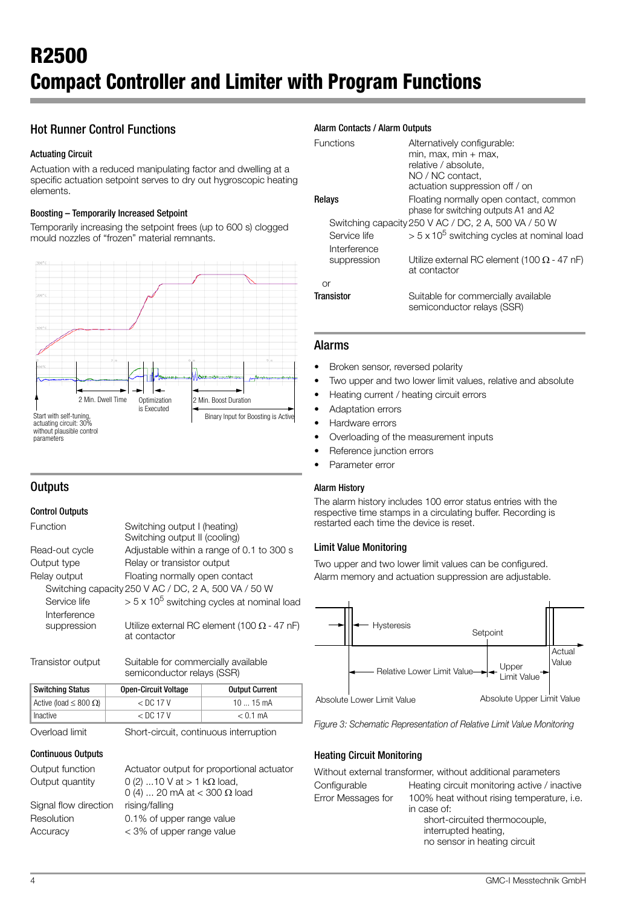# R2500
# Compact Controller and Limiter with Program Functions

## Hot Runner Control Functions

### Actuating Circuit

Actuation with a reduced manipulating factor and dwelling at a specific actuation setpoint serves to dry out hygroscopic heating elements.

### Boosting – Temporarily Increased Setpoint

Temporarily increasing the setpoint frees (up to 600 s) clogged mould nozzles of "frozen" material remnants.

Start with self-tuning, actuating circuit: 30% without plausible control parameters
2 Min. Dwell Time
Optimization is Executed
2 Min. Boost Duration
Binary Input for Boosting is Active

## Outputs

### Control Outputs

| | |
|---|---|
| Function | Switching output I (heating)<br>Switching output II (cooling) |
| Read-out cycle | Adjustable within a range of 0.1 to 300 s |
| Output type | Relay or transistor output |
| Relay output | Floating normally open contact |
| Switching capacity | 250 V AC / DC, 2 A, 500 VA / 50 W |
| Service life | > 5 x $10^5$ switching cycles at nominal load |
| Interference suppression | Utilize external RC element (100 Ω - 47 nF) at contactor |
| Transistor output | Suitable for commercially available semiconductor relays (SSR) |

| Switching Status | Open-Circuit Voltage | Output Current |
|---|---|---|
| Active (load ≤ 800 Ω) | < DC 17 V | 10 ... 15 mA |
| Inactive | < DC 17 V | < 0.1 mA |

| | |
|---|---|
| Overload limit | Short-circuit, continuous interruption |

### Continuous Outputs

| | |
|---|---|
| Output function | Actuator output for proportional actuator |
| Output quantity | 0 (2) ...10 V at > 1 kΩ load,<br>0 (4) ... 20 mA at < 300 Ω load |
| Signal flow direction | rising/falling |
| Resolution | 0.1% of upper range value |
| Accuracy | < 3% of upper range value |

### Alarm Contacts / Alarm Outputs

| | |
|---|---|
| Functions | Alternatively configurable:<br>min, max, min + max,<br>relative / absolute,<br>NO / NC contact,<br>actuation suppression off / on |
| **Relays** | Floating normally open contact, common phase for switching outputs A1 and A2 |
| Switching capacity | 250 V AC / DC, 2 A, 500 VA / 50 W |
| Service life | > 5 x $10^5$ switching cycles at nominal load |
| Interference suppression | Utilize external RC element (100 Ω - 47 nF) at contactor |
| or | |
| **Transistor** | Suitable for commercially available semiconductor relays (SSR) |

## Alarms

- Broken sensor, reversed polarity
- Two upper and two lower limit values, relative and absolute
- Heating current / heating circuit errors
- Adaptation errors
- Hardware errors
- Overloading of the measurement inputs
- Reference junction errors
- Parameter error

### Alarm History

The alarm history includes 100 error status entries with the respective time stamps in a circulating buffer. Recording is restarted each time the device is reset.

### Limit Value Monitoring

Two upper and two lower limit values can be configured. Alarm memory and actuation suppression are adjustable.

Hysteresis
Setpoint
Actual Value
Relative Lower Limit Value
Upper Limit Value
Absolute Lower Limit Value
Absolute Upper Limit Value

*Figure 3: Schematic Representation of Relative Limit Value Monitoring*

### Heating Circuit Monitoring

Without external transformer, without additional parameters

| | |
|---|---|
| Configurable | Heating circuit monitoring active / inactive |
| Error Messages for | 100% heat without rising temperature, i.e. in case of:<br>short-circuited thermocouple,<br>interrupted heating,<br>no sensor in heating circuit |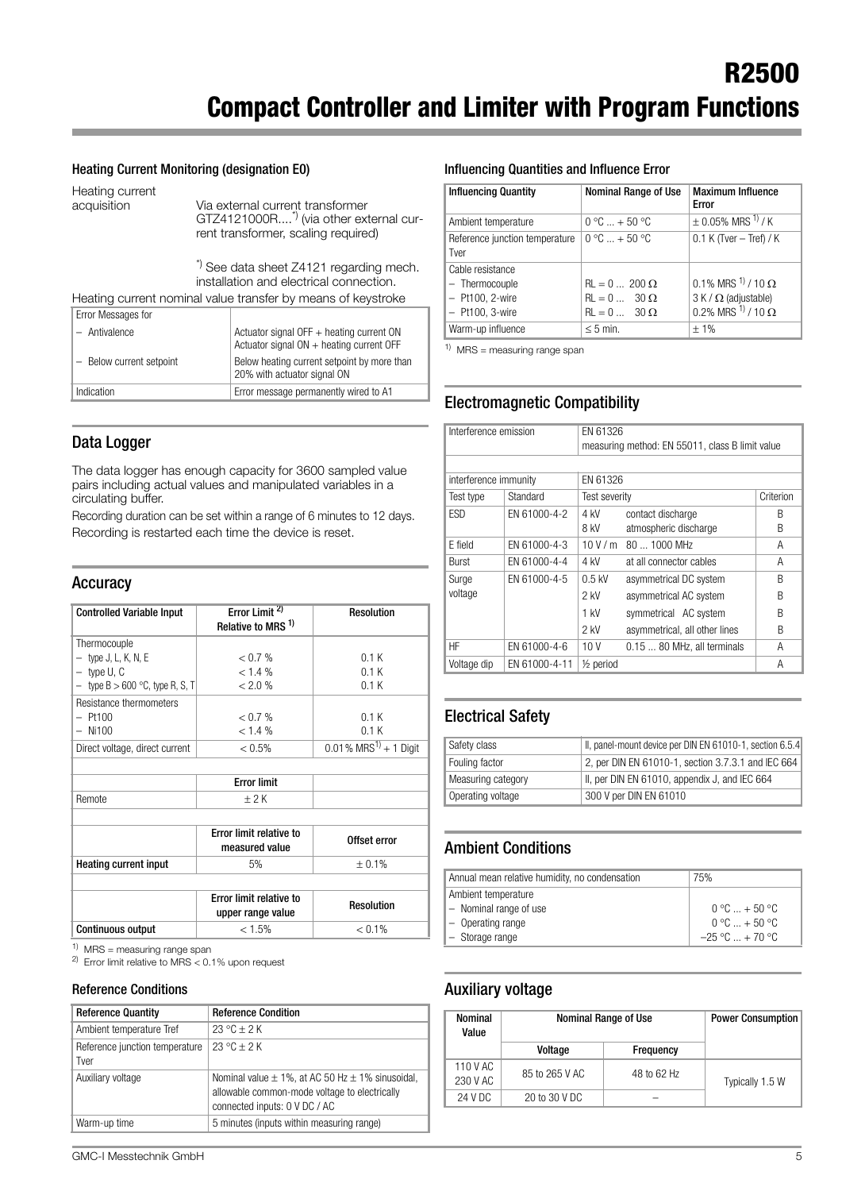# R2500

# Compact Controller and Limiter with Program Functions

### Heating Current Monitoring (designation E0)

Heating current acquisition — Via external current transformer GTZ4121000R....*) (via other external current transformer, scaling required)

*) See data sheet Z4121 regarding mech. installation and electrical connection.

Heating current nominal value transfer by means of keystroke

| Error Messages for | |
|---|---|
| – Antivalence | Actuator signal OFF + heating current ON<br>Actuator signal ON + heating current OFF |
| – Below current setpoint | Below heating current setpoint by more than 20% with actuator signal ON |
| Indication | Error message permanently wired to A1 |

## Data Logger

The data logger has enough capacity for 3600 sampled value pairs including actual values and manipulated variables in a circulating buffer.

Recording duration can be set within a range of 6 minutes to 12 days. Recording is restarted each time the device is reset.

## Accuracy

| Controlled Variable Input | Error Limit [2] Relative to MRS [1] | Resolution |
|---|---|---|
| Thermocouple<br>– type J, L, K, N, E<br>– type U, C<br>– type B > 600 °C, type R, S, T | <br>< 0.7 %<br>< 1.4 %<br>< 2.0 % | <br>0.1 K<br>0.1 K<br>0.1 K |
| Resistance thermometers<br>– Pt100<br>– Ni100 | <br>< 0.7 %<br>< 1.4 % | <br>0.1 K<br>0.1 K |
| Direct voltage, direct current | < 0.5% | 0.01% MRS[1] + 1 Digit |
| | **Error limit** | |
| Remote | ± 2 K | |
| | **Error limit relative to measured value** | **Offset error** |
| **Heating current input** | 5% | ± 0.1% |
| | **Error limit relative to upper range value** | **Resolution** |
| **Continuous output** | < 1.5% | < 0.1% |

[1] MRS = measuring range span
[2] Error limit relative to MRS < 0.1% upon request

### Reference Conditions

| Reference Quantity | Reference Condition |
|---|---|
| Ambient temperature Tref | 23 °C ± 2 K |
| Reference junction temperature Tver | 23 °C ± 2 K |
| Auxiliary voltage | Nominal value ± 1%, at AC 50 Hz ± 1% sinusoidal, allowable common-mode voltage to electrically connected inputs: 0 V DC / AC |
| Warm-up time | 5 minutes (inputs within measuring range) |

### Influencing Quantities and Influence Error

| Influencing Quantity | Nominal Range of Use | Maximum Influence Error |
|---|---|---|
| Ambient temperature | 0 °C ... + 50 °C | ± 0.05% MRS [1] / K |
| Reference junction temperature Tver | 0 °C ... + 50 °C | 0.1 K (Tver – Tref) / K |
| Cable resistance<br>– Thermocouple<br>– Pt100, 2-wire<br>– Pt100, 3-wire | <br>RL = 0 ... 200 Ω<br>RL = 0 ... 30 Ω<br>RL = 0 ... 30 Ω | <br>0.1% MRS [1] / 10 Ω<br>3 K / Ω (adjustable)<br>0.2% MRS [1] / 10 Ω |
| Warm-up influence | ≤ 5 min. | ± 1% |

[1] MRS = measuring range span

## Electromagnetic Compatibility

| Interference emission | | EN 61326<br>measuring method: EN 55011, class B limit value | | |
|---|---|---|---|---|
| interference immunity | | EN 61326 | | |
| Test type | Standard | Test severity | | Criterion |
| ESD | EN 61000-4-2 | 4 kV<br>8 kV | contact discharge<br>atmospheric discharge | B<br>B |
| E field | EN 61000-4-3 | 10 V / m | 80 ... 1000 MHz | A |
| Burst | EN 61000-4-4 | 4 kV | at all connector cables | A |
| Surge voltage | EN 61000-4-5 | 0.5 kV | asymmetrical DC system | B |
| | | 2 kV | asymmetrical AC system | B |
| | | 1 kV | symmetrical AC system | B |
| | | 2 kV | asymmetrical, all other lines | B |
| HF | EN 61000-4-6 | 10 V | 0.15 ... 80 MHz, all terminals | A |
| Voltage dip | EN 61000-4-11 | ½ period | | A |

## Electrical Safety

| | |
|---|---|
| Safety class | II, panel-mount device per DIN EN 61010-1, section 6.5.4 |
| Fouling factor | 2, per DIN EN 61010-1, section 3.7.3.1 and IEC 664 |
| Measuring category | II, per DIN EN 61010, appendix J, and IEC 664 |
| Operating voltage | 300 V per DIN EN 61010 |

## Ambient Conditions

| | |
|---|---|
| Annual mean relative humidity, no condensation | 75% |
| Ambient temperature<br>– Nominal range of use<br>– Operating range<br>– Storage range | <br>0 °C ... + 50 °C<br>0 °C ... + 50 °C<br>–25 °C ... + 70 °C |

## Auxiliary voltage

| Nominal Value | Nominal Range of Use | | Power Consumption |
|---|---|---|---|
| | Voltage | Frequency | |
| 110 V AC<br>230 V AC | 85 to 265 V AC | 48 to 62 Hz | Typically 1.5 W |
| 24 V DC | 20 to 30 V DC | – | |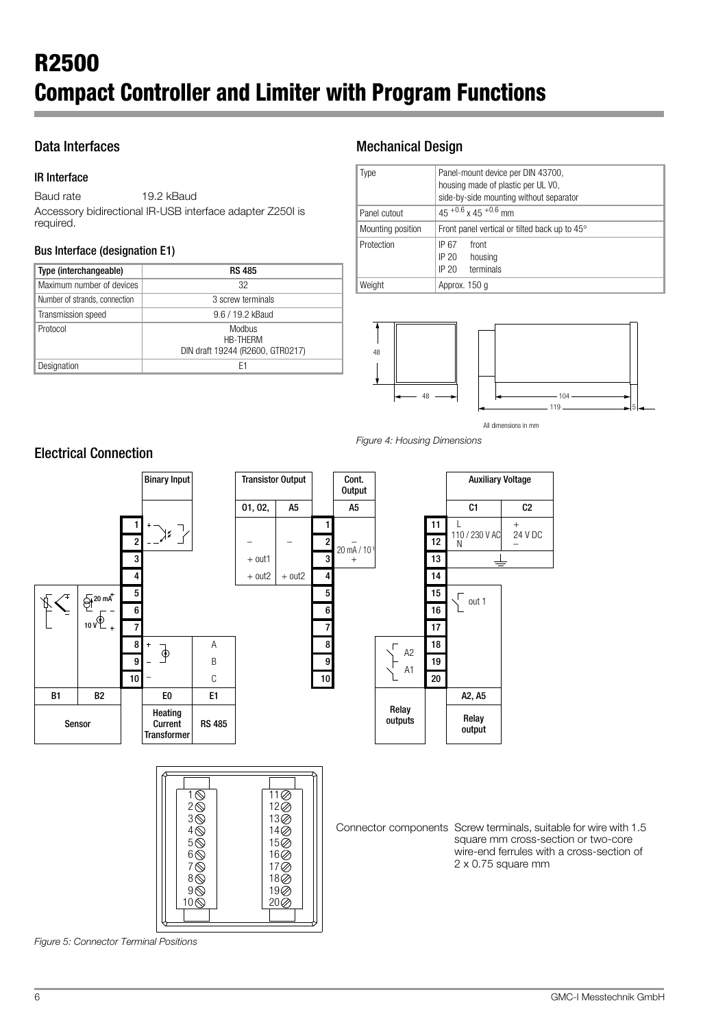# R2500
# Compact Controller and Limiter with Program Functions

## Data Interfaces

### IR Interface

Baud rate 19.2 kBaud

Accessory bidirectional IR-USB interface adapter Z250I is required.

### Bus Interface (designation E1)

| Type (interchangeable) | RS 485 |
|---|---|
| Maximum number of devices | 32 |
| Number of strands, connection | 3 screw terminals |
| Transmission speed | 9.6 / 19.2 kBaud |
| Protocol | Modbus<br>HB-THERM<br>DIN draft 19244 (R2600, GTR0217) |
| Designation | E1 |

## Mechanical Design

| Type | Panel-mount device per DIN 43700, housing made of plastic per UL V0, side-by-side mounting without separator |
|---|---|
| Panel cutout | $45^{+0.6} \times 45^{+0.6}$ mm |
| Mounting position | Front panel vertical or tilted back up to 45° |
| Protection | IP 67 front<br>IP 20 housing<br>IP 20 terminals |
| Weight | Approx. 150 g |

All dimensions in mm

*Figure 4: Housing Dimensions*

## Electrical Connection

*Figure 5: Connector Terminal Positions*

Connector components Screw terminals, suitable for wire with 1.5 square mm cross-section or two-core wire-end ferrules with a cross-section of 2 x 0.75 square mm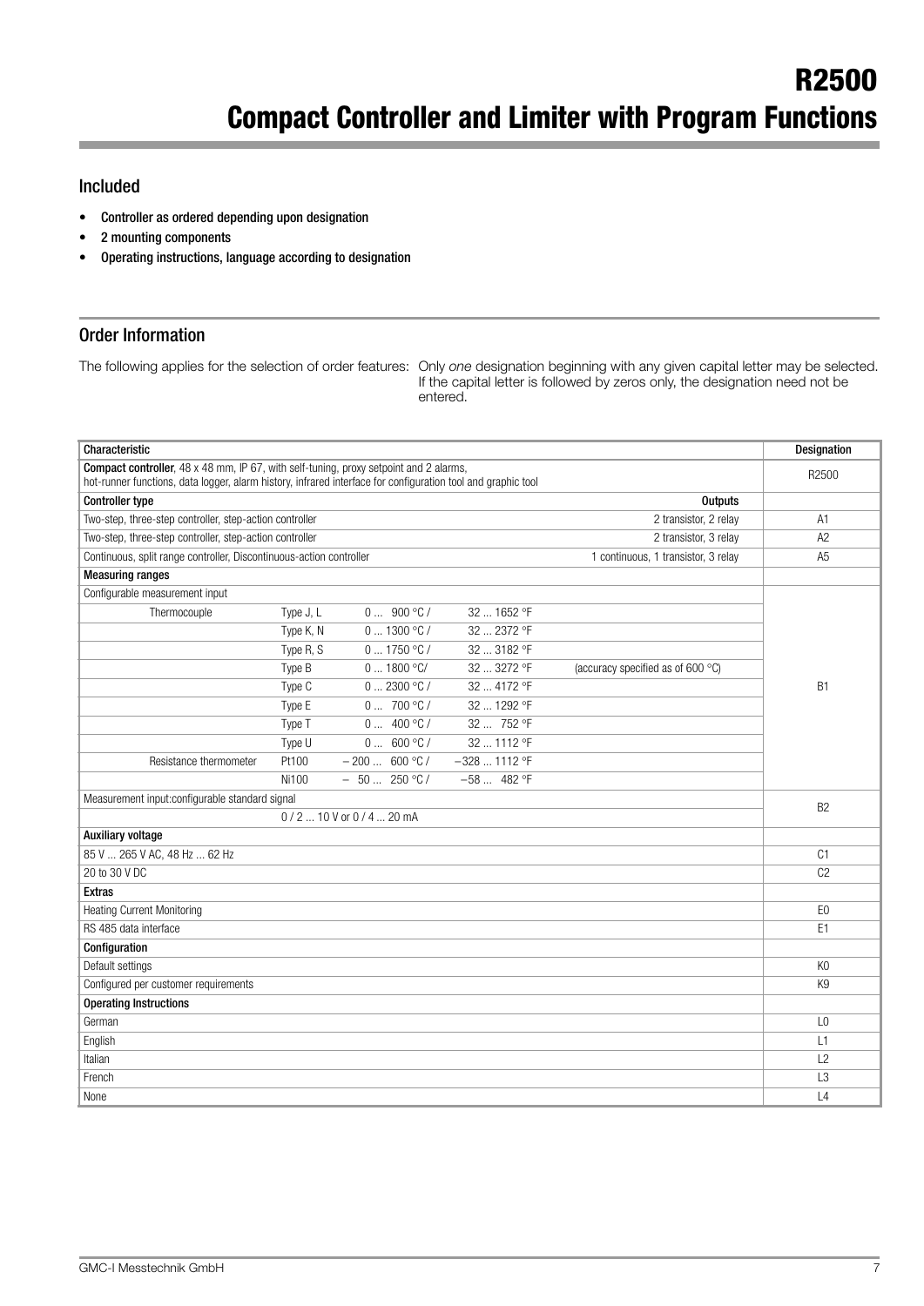# R2500
# Compact Controller and Limiter with Program Functions

## Included

- **Controller as ordered depending upon designation**
- **2 mounting components**
- **Operating instructions, language according to designation**

## Order Information

The following applies for the selection of order features: Only *one* designation beginning with any given capital letter may be selected. If the capital letter is followed by zeros only, the designation need not be entered.

| Characteristic | | | | | Designation |
|---|---|---|---|---|---|
| **Compact controller**, 48 x 48 mm, IP 67, with self-tuning, proxy setpoint and 2 alarms, hot-runner functions, data logger, alarm history, infrared interface for configuration tool and graphic tool | | | | | R2500 |
| **Controller type** | | | | **Outputs** | |
| Two-step, three-step controller, step-action controller | | | | 2 transistor, 2 relay | A1 |
| Two-step, three-step controller, step-action controller | | | | 2 transistor, 3 relay | A2 |
| Continuous, split range controller, Discontinuous-action controller | | | | 1 continuous, 1 transistor, 3 relay | A5 |
| **Measuring ranges** | | | | | |
| Configurable measurement input | | | | | B1 |
| Thermocouple | Type J, L | 0 ... 900 °C / | 32 ... 1652 °F | | |
| | Type K, N | 0 ... 1300 °C / | 32 ... 2372 °F | | |
| | Type R, S | 0 ... 1750 °C / | 32 ... 3182 °F | | |
| | Type B | 0 ... 1800 °C/ | 32 ... 3272 °F | (accuracy specified as of 600 °C) | |
| | Type C | 0 ... 2300 °C / | 32 ... 4172 °F | | |
| | Type E | 0 ... 700 °C / | 32 ... 1292 °F | | |
| | Type T | 0 ... 400 °C / | 32 ... 752 °F | | |
| | Type U | 0 ... 600 °C / | 32 ... 1112 °F | | |
| Resistance thermometer | Pt100 | − 200 ... 600 °C / | −328 ... 1112 °F | | |
| | Ni100 | − 50 ... 250 °C / | −58 ... 482 °F | | |
| Measurement input:configurable standard signal | | | | | B2 |
| | 0 / 2 ... 10 V or 0 / 4 ... 20 mA | | | | |
| **Auxiliary voltage** | | | | | |
| 85 V ... 265 V AC, 48 Hz ... 62 Hz | | | | | C1 |
| 20 to 30 V DC | | | | | C2 |
| **Extras** | | | | | |
| Heating Current Monitoring | | | | | E0 |
| RS 485 data interface | | | | | E1 |
| **Configuration** | | | | | |
| Default settings | | | | | K0 |
| Configured per customer requirements | | | | | K9 |
| **Operating Instructions** | | | | | |
| German | | | | | L0 |
| English | | | | | L1 |
| Italian | | | | | L2 |
| French | | | | | L3 |
| None | | | | | L4 |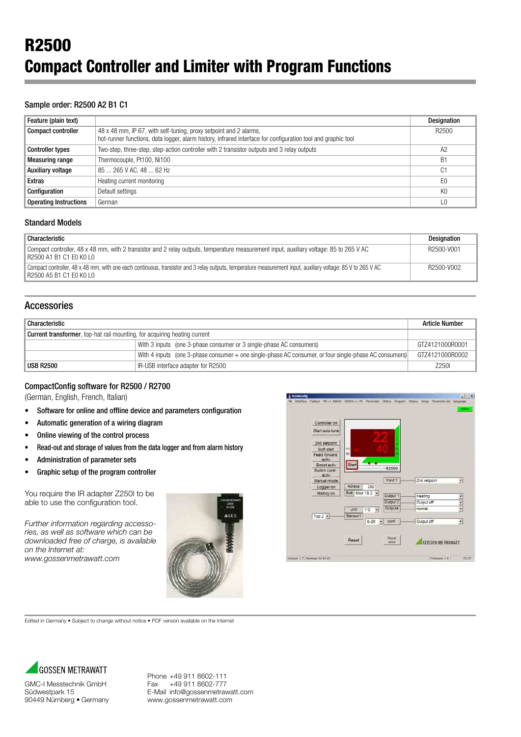# R2500
# Compact Controller and Limiter with Program Functions

### Sample order: R2500 A2 B1 C1

| Feature (plain text) | | Designation |
|---|---|---|
| **Compact controller** | 48 x 48 mm, IP 67, with self-tuning, proxy setpoint and 2 alarms, hot-runner functions, data logger, alarm history, infrared interface for configuration tool and graphic tool | R2500 |
| **Controller types** | Two-step, three-step, step-action controller with 2 transistor outputs and 3 relay outputs | A2 |
| **Measuring range** | Thermocouple, Pt100, Ni100 | B1 |
| **Auxiliary voltage** | 85 ... 265 V AC, 48 ... 62 Hz | C1 |
| **Extras** | Heating current monitoring | E0 |
| **Configuration** | Default settings | K0 |
| **Operating Instructions** | German | L0 |

### Standard Models

| Characteristic | Designation |
|---|---|
| Compact controller, 48 x 48 mm, with 2 transistor and 2 relay outputs, temperature measurement input, auxiliary voltage: 85 to 265 V AC R2500 A1 B1 C1 E0 K0 L0 | R2500-V001 |
| Compact controller, 48 x 48 mm, with one each continuous, transistor and 3 relay outputs, temperature measurement input, auxiliary voltage: 85 V to 265 V AC R2500 A5 B1 C1 E0 K0 L0 | R2500-V002 |

## Accessories

| Characteristic | | Article Number |
|---|---|---|
| **Current transformer**, top-hat rail mounting, for acquiring heating current | | |
| | With 3 inputs (one 3-phase consumer or 3 single-phase AC consumers) | GTZ4121000R0001 |
| | With 4 inputs (one 3-phase consumer + one single-phase AC consumer, or four single-phase AC consumers) | GTZ4121000R0002 |
| **USB R2500** | IR-USB interface adapter for R2500 | Z250I |

### CompactConfig software for R2500 / R2700

(German, English, French, Italian)

- Software for online and offline device and parameters configuration
- Automatic generation of a wiring diagram
- Online viewing of the control process
- Read-out and storage of values from the data logger and from alarm history
- Administration of parameter sets
- Graphic setup of the program controller

You require the IR adapter Z250I to be able to use the configuration tool.

*Further information regarding accessories, as well as software which can be downloaded free of charge, is available on the Internet at: www.gossenmetrawatt.com*

Edited in Germany • Subject to change without notice • PDF version available on the Internet

GOSSEN METRAWATT

GMC-I Messtechnik GmbH
Südwestpark 15
90449 Nürnberg • Germany

Phone +49 911 8602-111
Fax +49 911 8602-777
E-Mail info@gossenmetrawatt.com
www.gossenmetrawatt.com